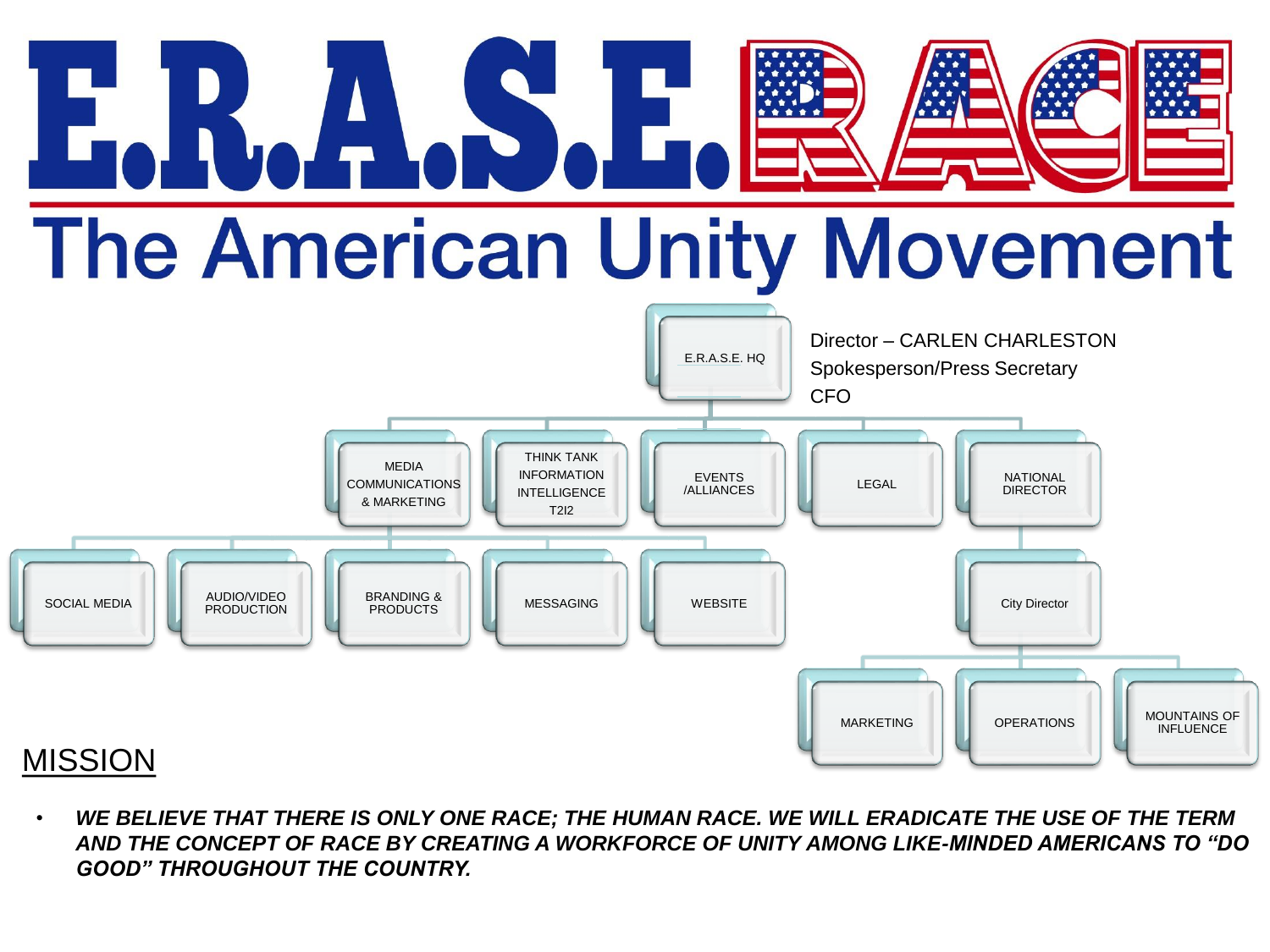# E.R.A.S.E. RACE

## The American Unity Movement

- **E.R.A.S.E. HQ**
  - Director – CARLEN CHARLESTON
  - Spokesperson/Press Secretary
  - CFO
  - MEDIA COMMUNICATIONS & MARKETING
    - SOCIAL MEDIA
    - AUDIO/VIDEO PRODUCTION
    - BRANDING & PRODUCTS
    - MESSAGING
    - WEBSITE
  - THINK TANK INFORMATION INTELLIGENCE T2I2
  - EVENTS /ALLIANCES
  - LEGAL
  - NATIONAL DIRECTOR
    - City Director
      - MARKETING
      - OPERATIONS
      - MOUNTAINS OF INFLUENCE

## MISSION

- ***WE BELIEVE THAT THERE IS ONLY ONE RACE; THE HUMAN RACE. WE WILL ERADICATE THE USE OF THE TERM AND THE CONCEPT OF RACE BY CREATING A WORKFORCE OF UNITY AMONG LIKE-MINDED AMERICANS TO "DO GOOD" THROUGHOUT THE COUNTRY.***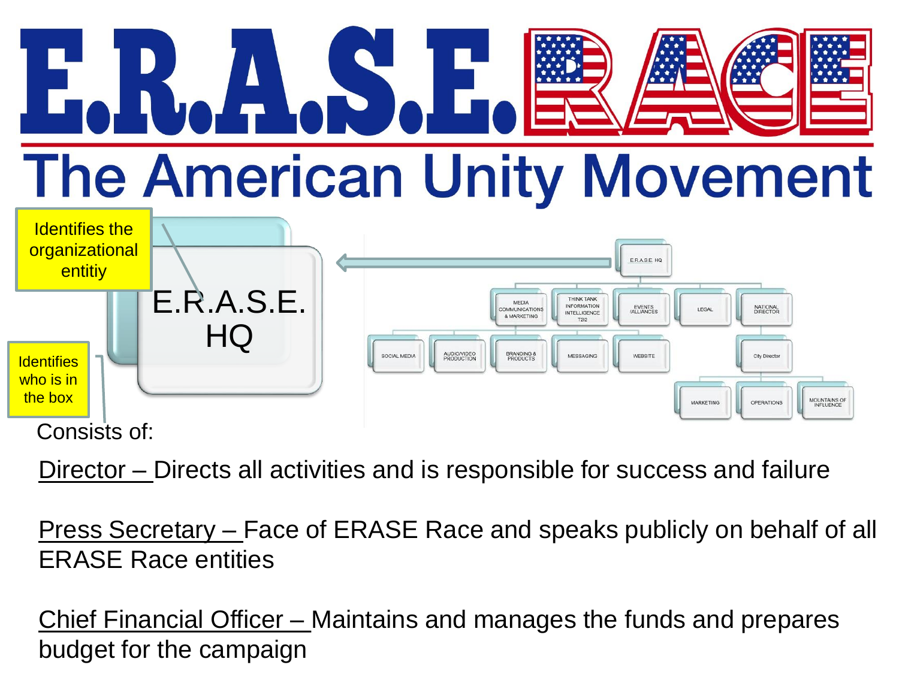# E.R.A.S.E. RACE

## The American Unity Movement

Identifies the organizational entitiy

E.R.A.S.E. HQ

Identifies who is in the box

E.R.A.S.E HQ

MEDIA COMMUNICATIONS & MARKETING | THINK TANK INFORMATION INTELLIGENCE T2I2 | EVENTS /ALLIANCES | LEGAL | NATIONAL DIRECTOR

SOCIAL MEDIA | AUDIO/VIDEO PRODUCTION | BRANDING & PRODUCTS | MESSAGING | WEBSITE | City Director

MARKETING | OPERATIONS | MOUNTAINS OF INFLUENCE

Consists of:

Director – Directs all activities and is responsible for success and failure

Press Secretary – Face of ERASE Race and speaks publicly on behalf of all ERASE Race entities

Chief Financial Officer – Maintains and manages the funds and prepares budget for the campaign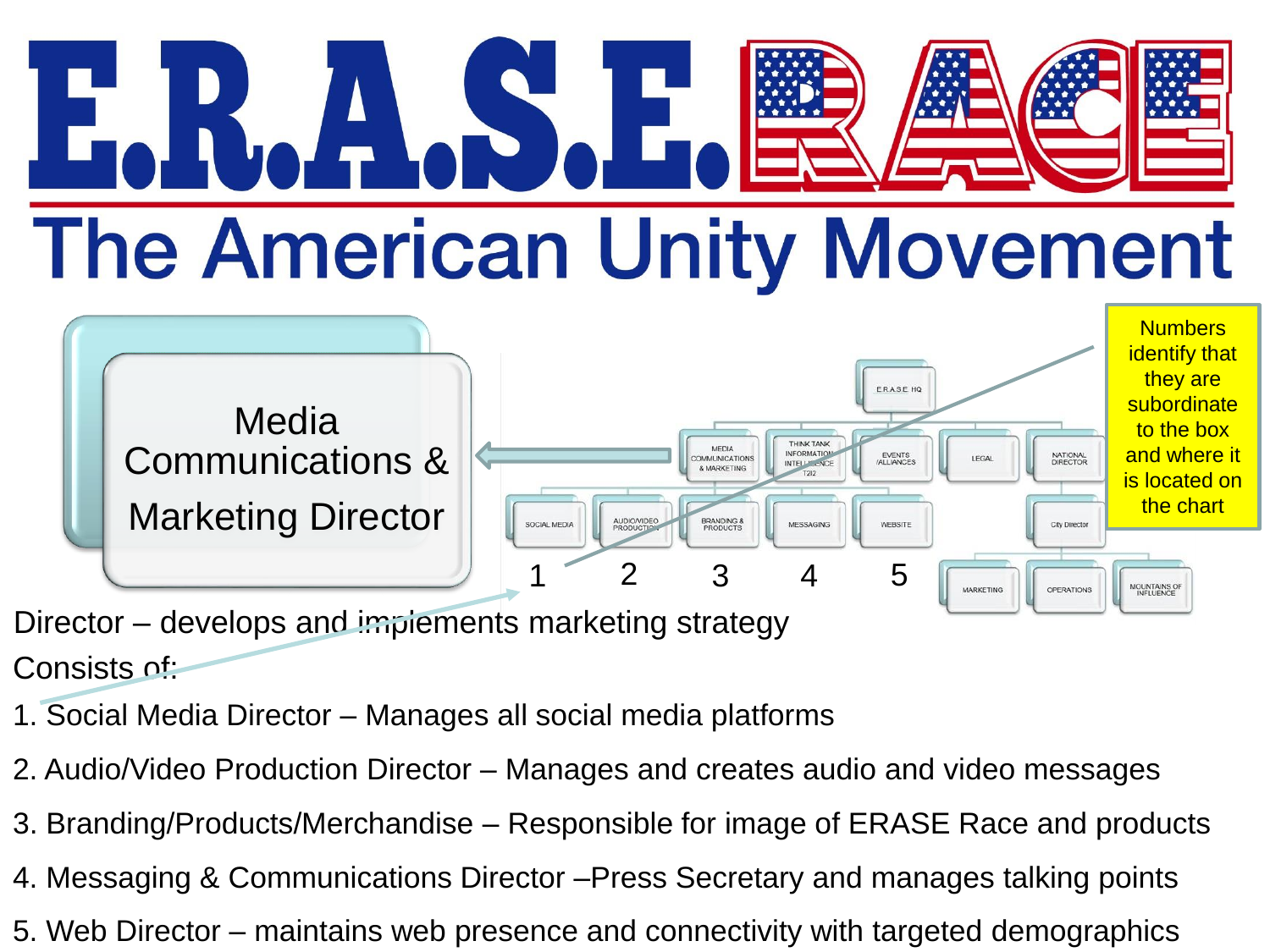# E.R.A.S.E. RACE

## The American Unity Movement

Media Communications & Marketing Director

Numbers identify that they are subordinate to the box and where it is located on the chart

E.R.A.S.E. HQ

MEDIA COMMUNICATIONS & MARKETING | THINK TANK INFORMATION INTELLIGENCE T2I2 | EVENTS /ALLIANCES | LEGAL | NATIONAL DIRECTOR

SOCIAL MEDIA | AUDIO/VIDEO PRODUCTION | BRANDING & PRODUCTS | MESSAGING | WEBSITE | City Director

MARKETING | OPERATIONS | MOUNTAINS OF INFLUENCE

1 2 3 4 5

Director – develops and implements marketing strategy

Consists of:

1. Social Media Director – Manages all social media platforms
2. Audio/Video Production Director – Manages and creates audio and video messages
3. Branding/Products/Merchandise – Responsible for image of ERASE Race and products
4. Messaging & Communications Director –Press Secretary and manages talking points
5. Web Director – maintains web presence and connectivity with targeted demographics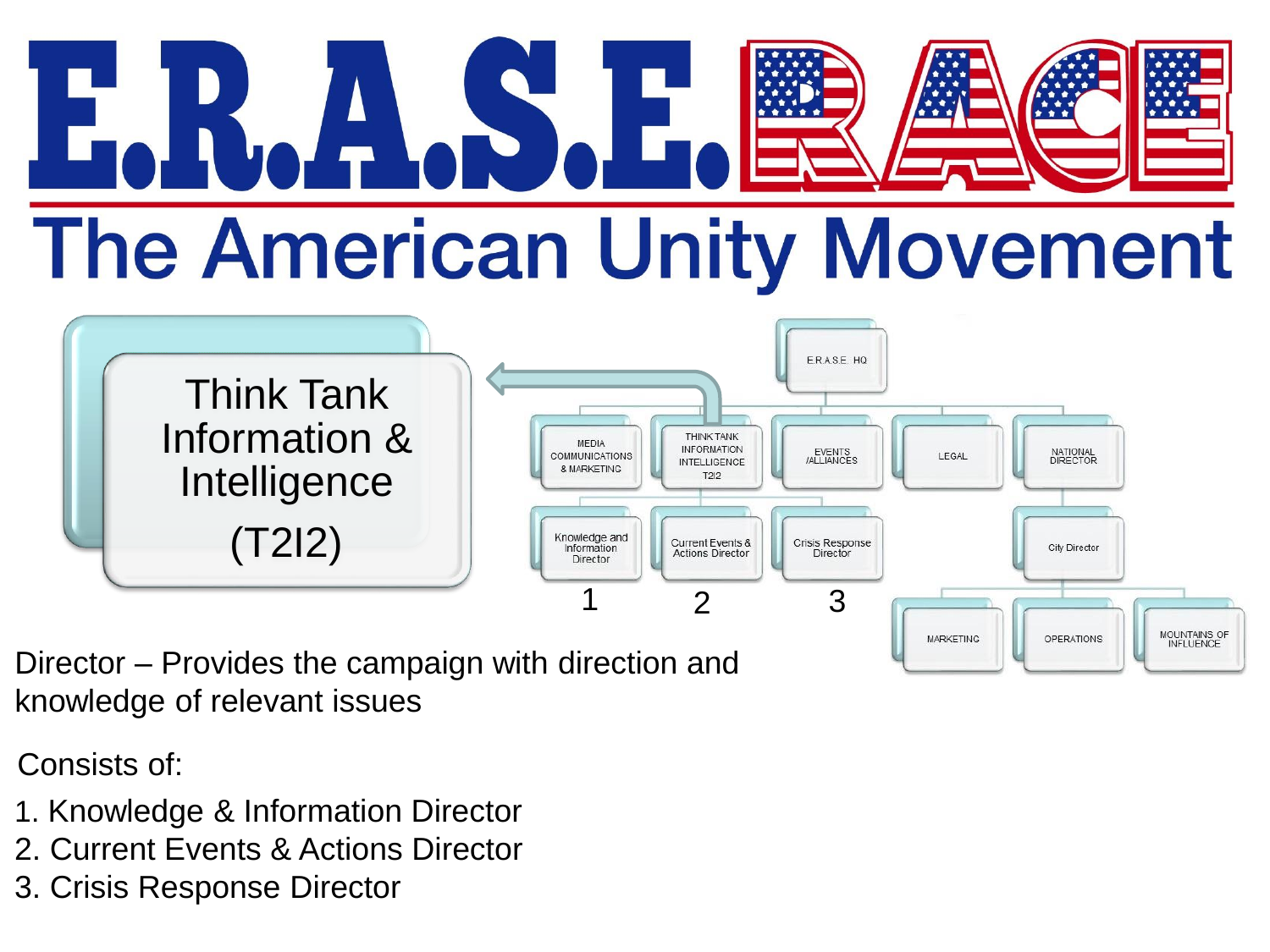# E.R.A.S.E. RACE

## The American Unity Movement

### Think Tank Information & Intelligence (T2I2)

- E.R.A.S.E. HQ
  - MEDIA COMMUNICATIONS & MARKETING
  - THINK TANK INFORMATION INTELLIGENCE T2I2
    - 1 Knowledge and Information Director
    - 2 Current Events & Actions Director
    - 3 Crisis Response Director
  - EVENTS /ALLIANCES
  - LEGAL
  - NATIONAL DIRECTOR
    - City Director
      - MARKETING
      - OPERATIONS
      - MOUNTAINS OF INFLUENCE

Director – Provides the campaign with direction and knowledge of relevant issues

Consists of:

1. Knowledge & Information Director
2. Current Events & Actions Director
3. Crisis Response Director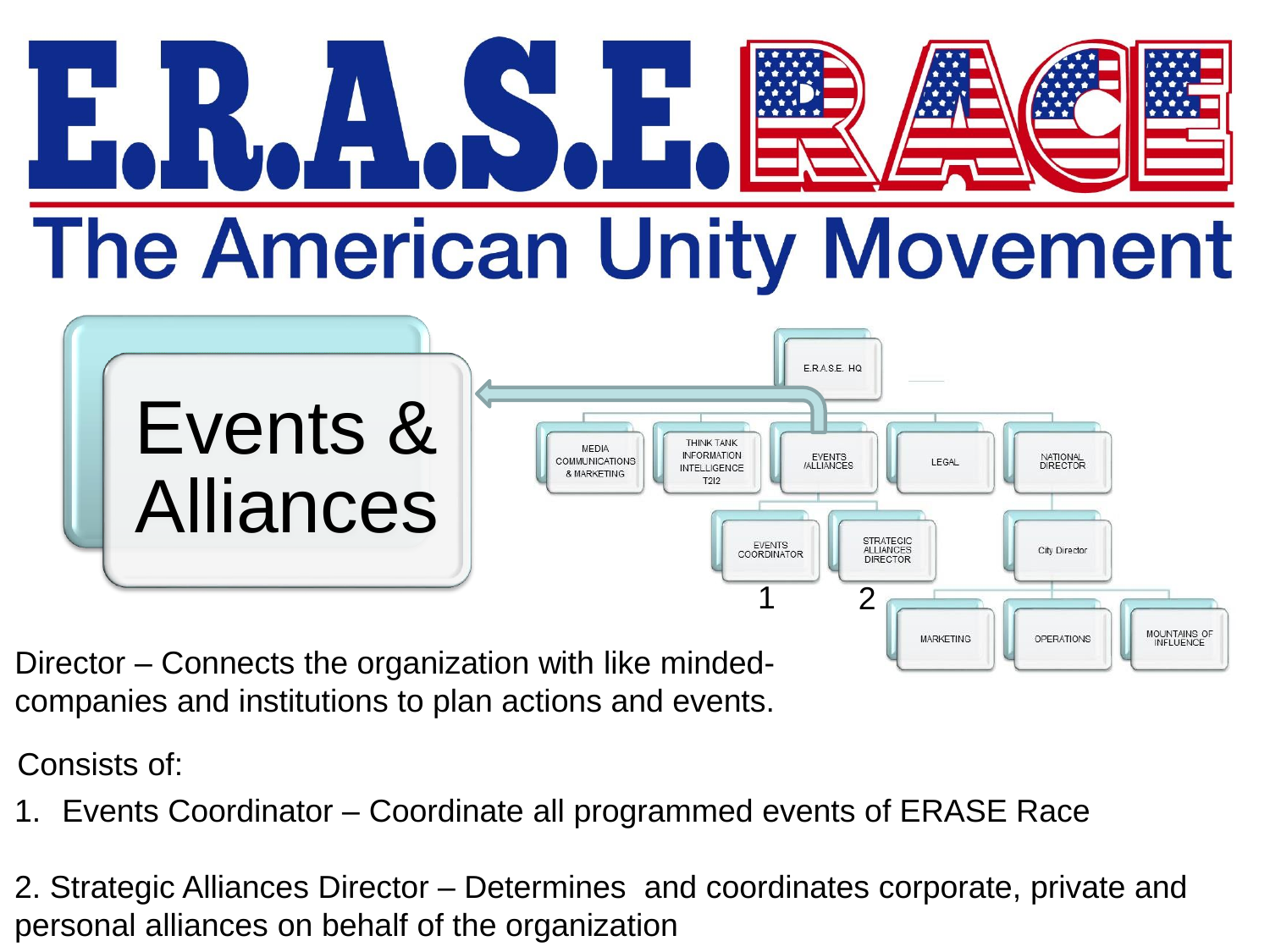# E.R.A.S.E. RACE

## The American Unity Movement

## Events & Alliances

E.R.A.S.E. HQ

- MEDIA COMMUNICATIONS & MARKETING
- THINK TANK INFORMATION INTELLIGENCE T2I2
- EVENTS /ALLIANCES
  - EVENTS COORDINATOR (1)
  - STRATEGIC ALLIANCES DIRECTOR (2)
- LEGAL
- NATIONAL DIRECTOR
  - City Director
    - MARKETING
    - OPERATIONS
    - MOUNTAINS OF INFLUENCE

Director – Connects the organization with like minded-companies and institutions to plan actions and events.

Consists of:

1. Events Coordinator – Coordinate all programmed events of ERASE Race

2. Strategic Alliances Director – Determines and coordinates corporate, private and personal alliances on behalf of the organization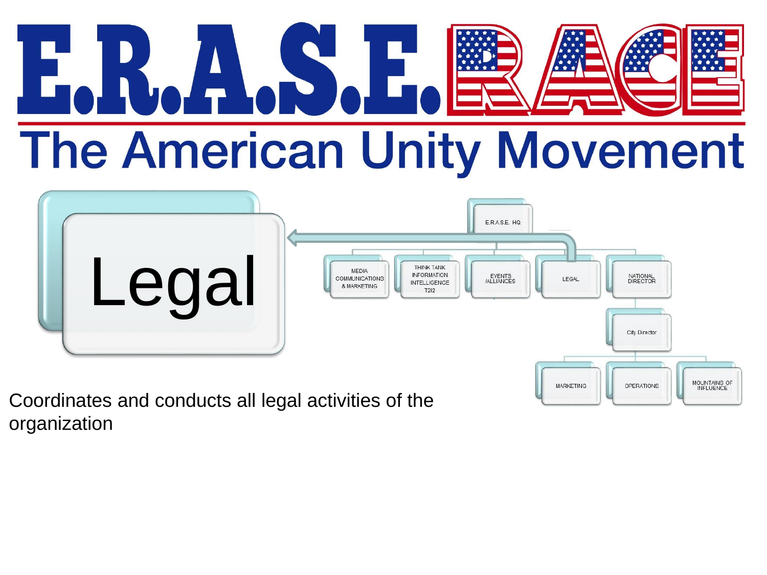# E.R.A.S.E. RACE

## The American Unity Movement

# Legal

E.R.A.S.E. HQ

- MEDIA COMMUNICATIONS & MARKETING
- THINK TANK INFORMATION INTELLIGENCE T2I2
- EVENTS /ALLIANCES
- LEGAL
- NATIONAL DIRECTOR
  - City Director
    - MARKETING
    - OPERATIONS
    - MOUNTAINS OF INFLUENCE

Coordinates and conducts all legal activities of the organization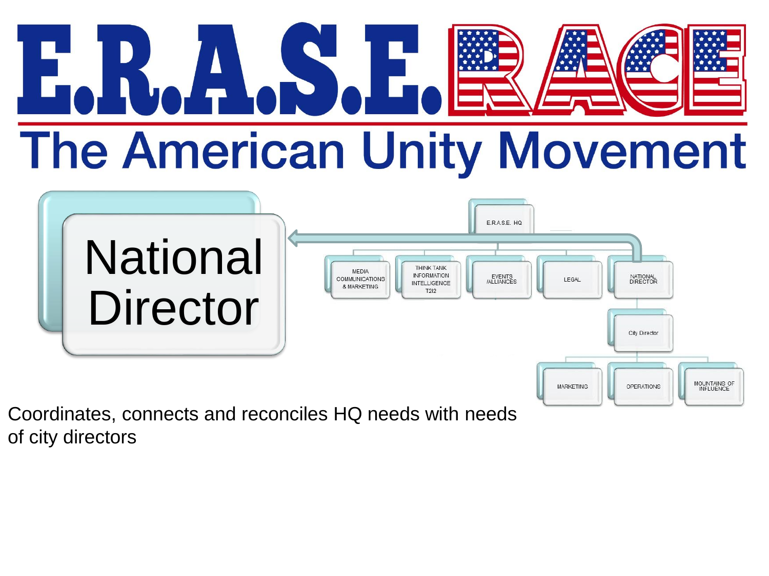# E.R.A.S.E. RACE

## The American Unity Movement

# National Director

- E.R.A.S.E. HQ
  - MEDIA COMMUNICATIONS & MARKETING
  - THINK TANK INFORMATION INTELLIGENCE T2I2
  - EVENTS /ALLIANCES
  - LEGAL
  - NATIONAL DIRECTOR
    - City Director
      - MARKETING
      - OPERATIONS
      - MOUNTAINS OF INFLUENCE

Coordinates, connects and reconciles HQ needs with needs of city directors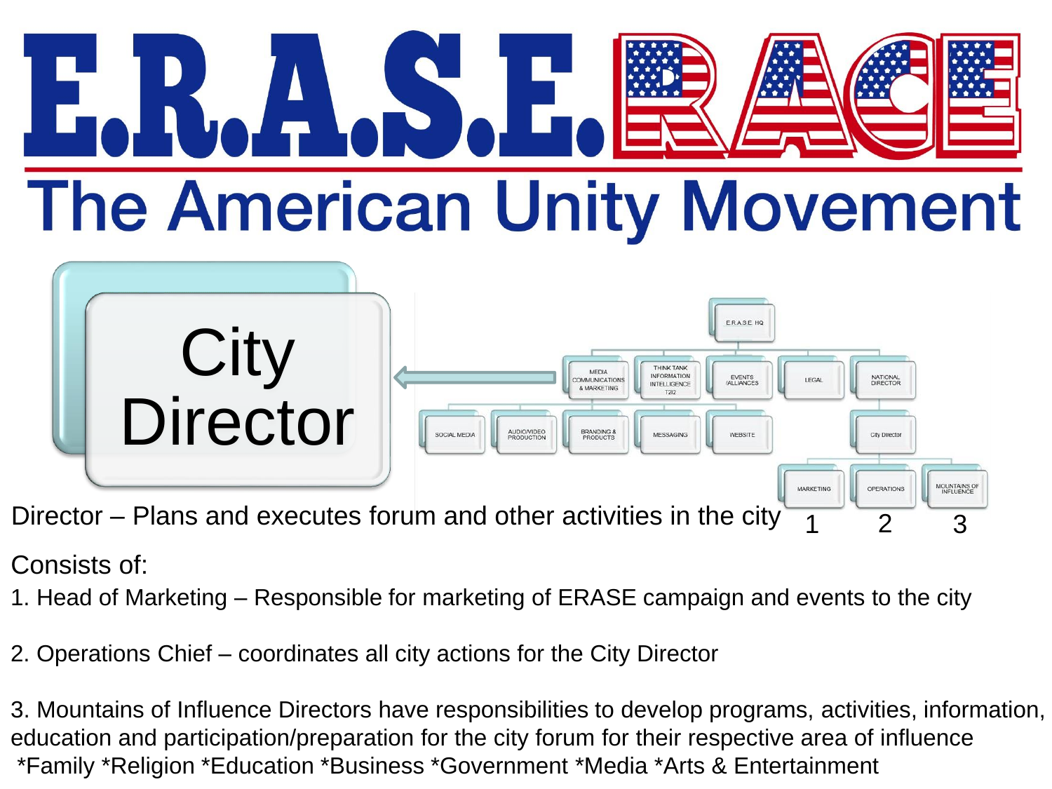# E.R.A.S.E. RACE

## The American Unity Movement

City Director

E.R.A.S.E HQ

MEDIA COMMUNICATIONS & MARKETING

THINK TANK INFORMATION INTELLIGENCE T2I2

EVENTS /ALLIANCES

LEGAL

NATIONAL DIRECTOR

SOCIAL MEDIA

AUDIO/VIDEO PRODUCTION

BRANDING & PRODUCTS

MESSAGING

WEBSITE

City Director

MARKETING

OPERATIONS

MOUNTAINS OF INFLUENCE

1

2

3

Director – Plans and executes forum and other activities in the city

Consists of:

1. Head of Marketing – Responsible for marketing of ERASE campaign and events to the city

2. Operations Chief – coordinates all city actions for the City Director

3. Mountains of Influence Directors have responsibilities to develop programs, activities, information, education and participation/preparation for the city forum for their respective area of influence *Family *Religion *Education *Business *Government *Media *Arts & Entertainment